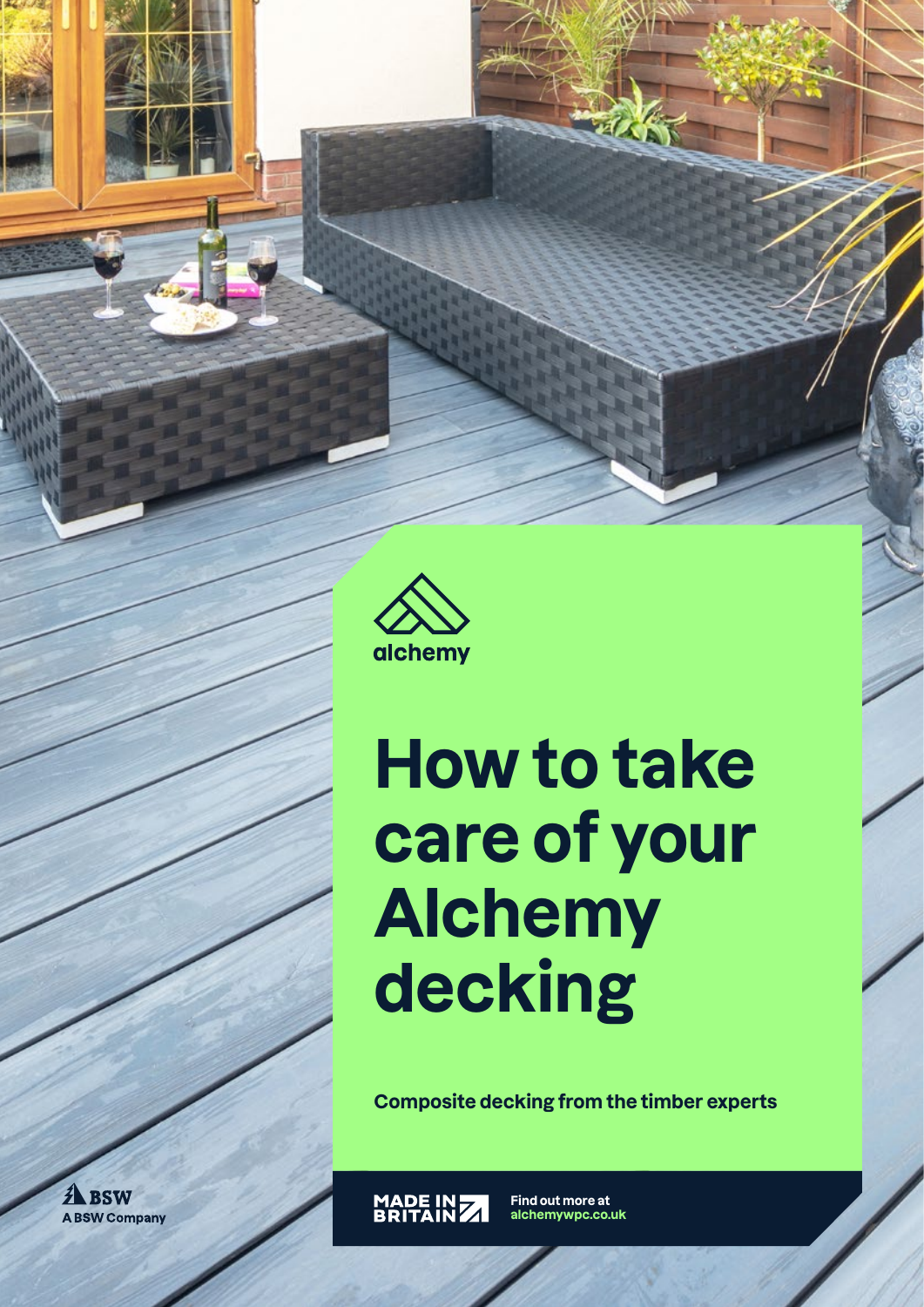alchemy

# How to take care of your Alchemy decking

**Composite decking from the timber experts**

BSW
A BSW Company

MADE IN BRITAIN

Find out more at
alchemywpc.co.uk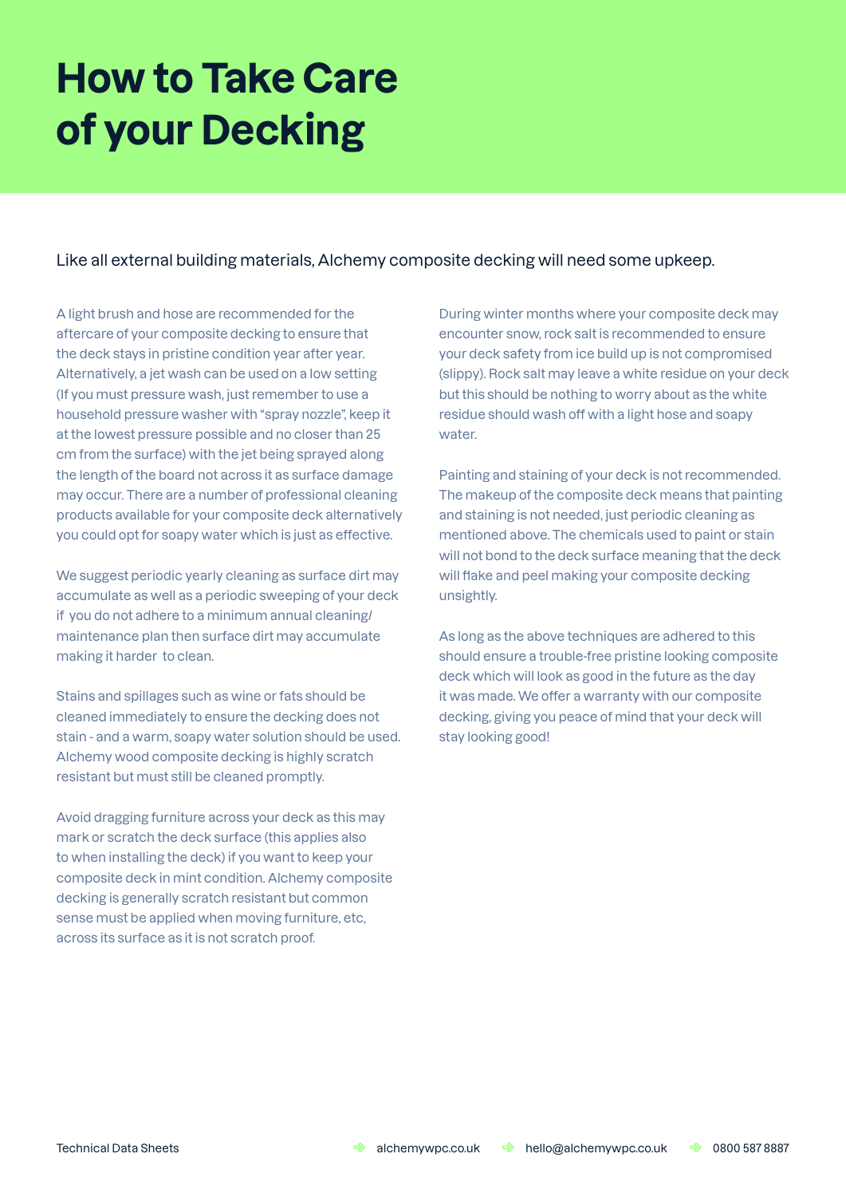# How to Take Care of your Decking

Like all external building materials, Alchemy composite decking will need some upkeep.

A light brush and hose are recommended for the aftercare of your composite decking to ensure that the deck stays in pristine condition year after year. Alternatively, a jet wash can be used on a low setting (If you must pressure wash, just remember to use a household pressure washer with “spray nozzle”, keep it at the lowest pressure possible and no closer than 25 cm from the surface) with the jet being sprayed along the length of the board not across it as surface damage may occur. There are a number of professional cleaning products available for your composite deck alternatively you could opt for soapy water which is just as effective.

We suggest periodic yearly cleaning as surface dirt may accumulate as well as a periodic sweeping of your deck if you do not adhere to a minimum annual cleaning/ maintenance plan then surface dirt may accumulate making it harder to clean.

Stains and spillages such as wine or fats should be cleaned immediately to ensure the decking does not stain - and a warm, soapy water solution should be used. Alchemy wood composite decking is highly scratch resistant but must still be cleaned promptly.

Avoid dragging furniture across your deck as this may mark or scratch the deck surface (this applies also to when installing the deck) if you want to keep your composite deck in mint condition. Alchemy composite decking is generally scratch resistant but common sense must be applied when moving furniture, etc, across its surface as it is not scratch proof.

During winter months where your composite deck may encounter snow, rock salt is recommended to ensure your deck safety from ice build up is not compromised (slippy). Rock salt may leave a white residue on your deck but this should be nothing to worry about as the white residue should wash off with a light hose and soapy water.

Painting and staining of your deck is not recommended. The makeup of the composite deck means that painting and staining is not needed, just periodic cleaning as mentioned above. The chemicals used to paint or stain will not bond to the deck surface meaning that the deck will flake and peel making your composite decking unsightly.

As long as the above techniques are adhered to this should ensure a trouble-free pristine looking composite deck which will look as good in the future as the day it was made. We offer a warranty with our composite decking, giving you peace of mind that your deck will stay looking good!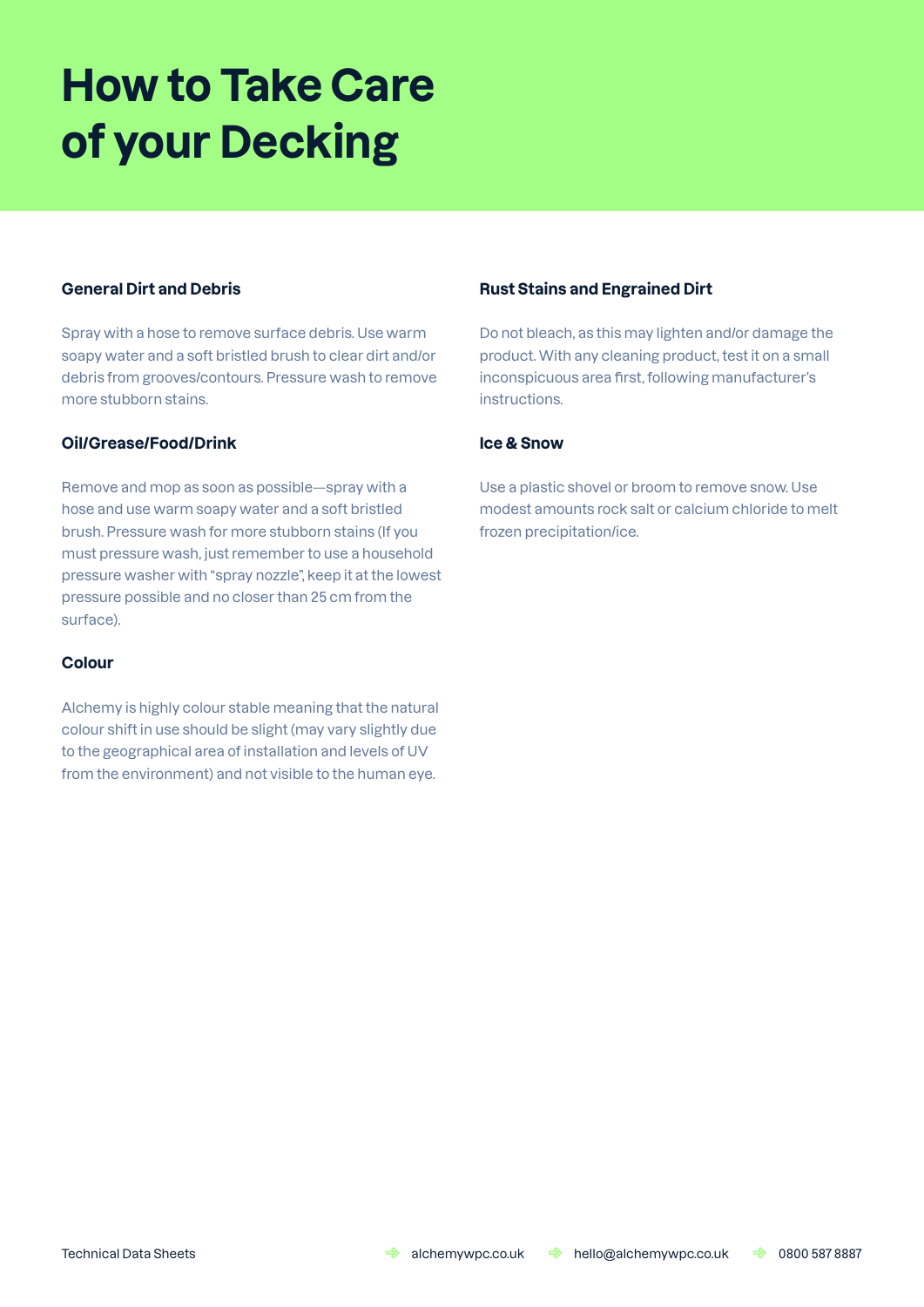# How to Take Care of your Decking

### General Dirt and Debris

Spray with a hose to remove surface debris. Use warm soapy water and a soft bristled brush to clear dirt and/or debris from grooves/contours. Pressure wash to remove more stubborn stains.

### Oil/Grease/Food/Drink

Remove and mop as soon as possible—spray with a hose and use warm soapy water and a soft bristled brush. Pressure wash for more stubborn stains (If you must pressure wash, just remember to use a household pressure washer with "spray nozzle", keep it at the lowest pressure possible and no closer than 25 cm from the surface).

### Colour

Alchemy is highly colour stable meaning that the natural colour shift in use should be slight (may vary slightly due to the geographical area of installation and levels of UV from the environment) and not visible to the human eye.

### Rust Stains and Engrained Dirt

Do not bleach, as this may lighten and/or damage the product. With any cleaning product, test it on a small inconspicuous area first, following manufacturer's instructions.

### Ice & Snow

Use a plastic shovel or broom to remove snow. Use modest amounts rock salt or calcium chloride to melt frozen precipitation/ice.